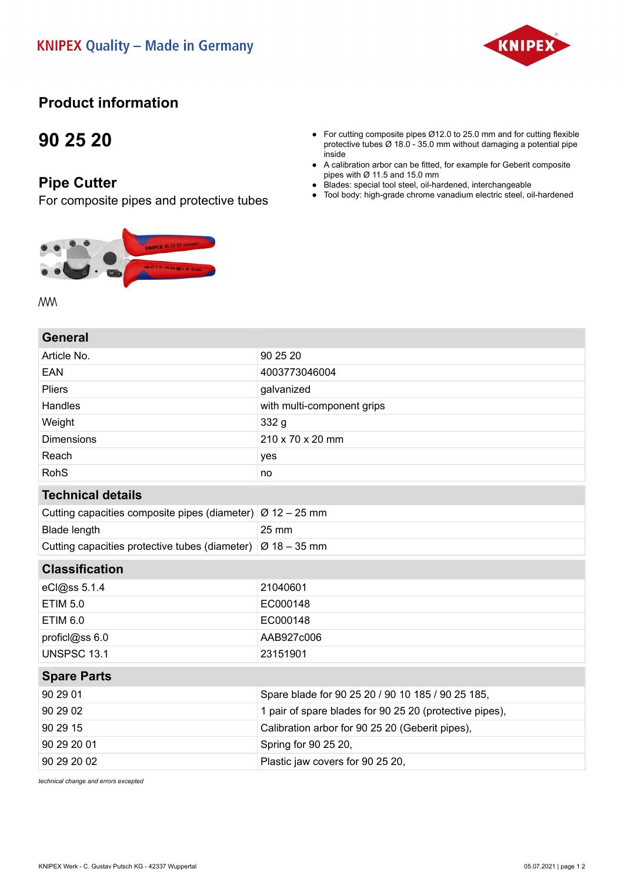KNIPEX Quality – Made in Germany

# Product information

## 90 25 20

### Pipe Cutter

For composite pipes and protective tubes

- For cutting composite pipes Ø12.0 to 25.0 mm and for cutting flexible protective tubes Ø 18.0 - 35.0 mm without damaging a potential pipe inside
- A calibration arbor can be fitted, for example for Geberit composite pipes with Ø 11.5 and 15.0 mm
- Blades: special tool steel, oil-hardened, interchangeable
- Tool body: high-grade chrome vanadium electric steel, oil-hardened

| General | |
|---|---|
| Article No. | 90 25 20 |
| EAN | 4003773046004 |
| Pliers | galvanized |
| Handles | with multi-component grips |
| Weight | 332 g |
| Dimensions | 210 x 70 x 20 mm |
| Reach | yes |
| RohS | no |

| Technical details | |
|---|---|
| Cutting capacities composite pipes (diameter) | Ø 12 – 25 mm |
| Blade length | 25 mm |
| Cutting capacities protective tubes (diameter) | Ø 18 – 35 mm |

| Classification | |
|---|---|
| eCl@ss 5.1.4 | 21040601 |
| ETIM 5.0 | EC000148 |
| ETIM 6.0 | EC000148 |
| proficl@ss 6.0 | AAB927c006 |
| UNSPSC 13.1 | 23151901 |

| Spare Parts | |
|---|---|
| 90 29 01 | Spare blade for 90 25 20 / 90 10 185 / 90 25 185, |
| 90 29 02 | 1 pair of spare blades for 90 25 20 (protective pipes), |
| 90 29 15 | Calibration arbor for 90 25 20 (Geberit pipes), |
| 90 29 20 01 | Spring for 90 25 20, |
| 90 29 20 02 | Plastic jaw covers for 90 25 20, |

*technical change and errors excepted*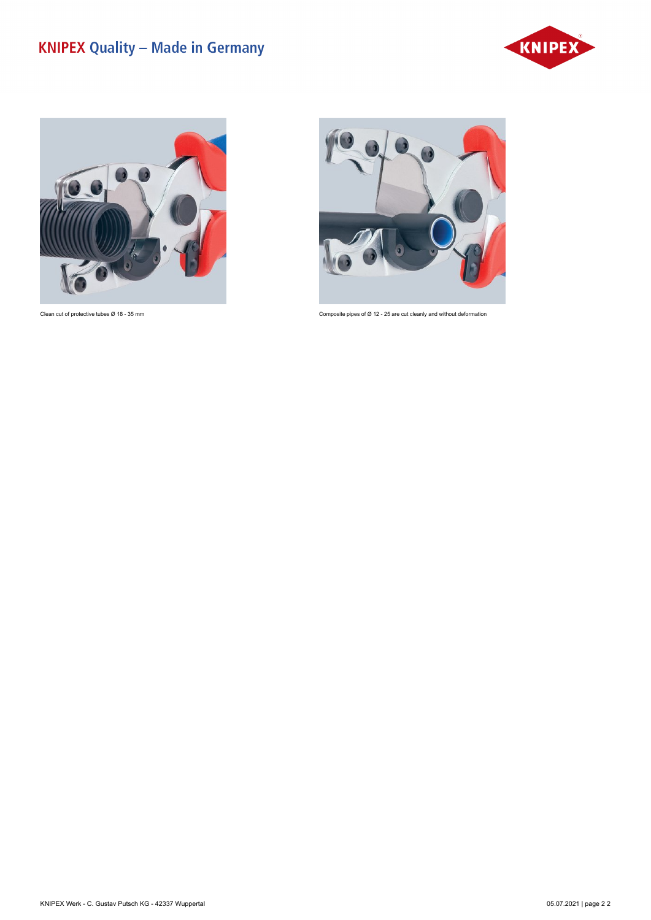Clean cut of protective tubes Ø 18 - 35 mm

Composite pipes of Ø 12 - 25 are cut cleanly and without deformation